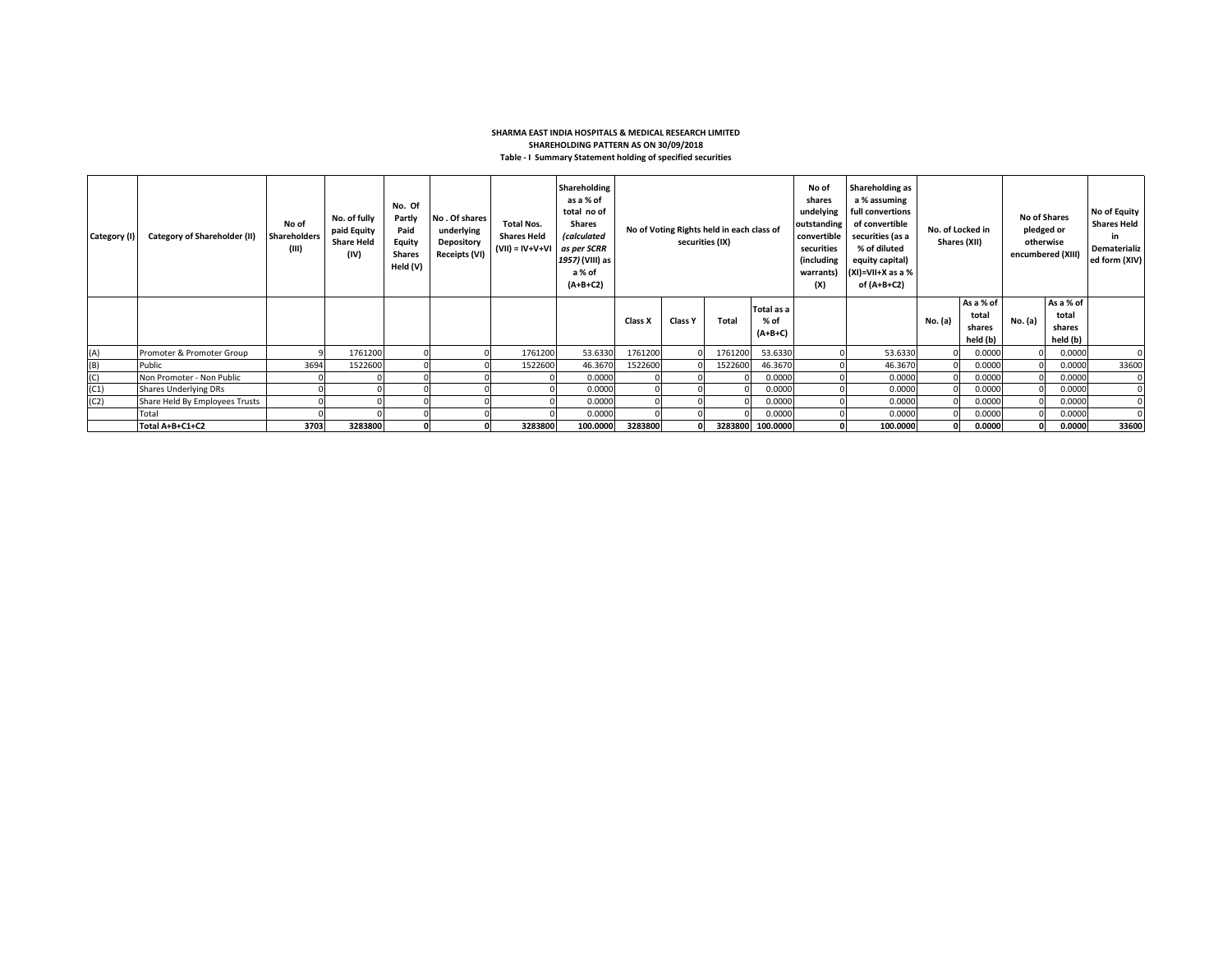**SHARMA EAST INDIA HOSPITALS & MEDICAL RESEARCH LIMITED**

**SHAREHOLDING PATTERN AS ON 30/09/2018**

**Table - I Summary Statement holding of specified securities**

| Category (I) | Category of Shareholder (II) | No of Shareholders (III) | No. of fully paid Equity Share Held (IV) | No. Of Partly Paid Equity Shares Held (V) | No . Of shares underlying Depository Receipts (VI) | Total Nos. Shares Held (VII) = IV+V+VI | Shareholding as a % of total no of Shares *(calculated as per SCRR 1957)* (VIII) as a % of (A+B+C2) | No of Voting Rights held in each class of securities (IX) | | | | No of shares undelying outstanding convertible securities (including warrants) (X) | Shareholding as a % assuming full convertions of convertible securities (as a % of diluted equity capital) (XI)=VII+X as a % of (A+B+C2) | No. of Locked in Shares (XII) | | No of Shares pledged or otherwise encumbered (XIII) | | No of Equity Shares Held in Dematerialized form (XIV) |
|---|---|---|---|---|---|---|---|---|---|---|---|---|---|---|---|---|---|---|
| | | | | | | | | Class X | Class Y | Total | Total as a % of (A+B+C) | | | No. (a) | As a % of total shares held (b) | No. (a) | As a % of total shares held (b) | |
| (A) | Promoter & Promoter Group | 9 | 1761200 | 0 | 0 | 1761200 | 53.6330 | 1761200 | 0 | 1761200 | 53.6330 | 0 | 53.6330 | 0 | 0.0000 | 0 | 0.0000 | 0 |
| (B) | Public | 3694 | 1522600 | 0 | 0 | 1522600 | 46.3670 | 1522600 | 0 | 1522600 | 46.3670 | 0 | 46.3670 | 0 | 0.0000 | 0 | 0.0000 | 33600 |
| (C) | Non Promoter - Non Public | 0 | 0 | 0 | 0 | 0 | 0.0000 | 0 | 0 | 0 | 0.0000 | 0 | 0.0000 | 0 | 0.0000 | 0 | 0.0000 | 0 |
| (C1) | Shares Underlying DRs | 0 | 0 | 0 | 0 | 0 | 0.0000 | 0 | 0 | 0 | 0.0000 | 0 | 0.0000 | 0 | 0.0000 | 0 | 0.0000 | 0 |
| (C2) | Share Held By Employees Trusts | 0 | 0 | 0 | 0 | 0 | 0.0000 | 0 | 0 | 0 | 0.0000 | 0 | 0.0000 | 0 | 0.0000 | 0 | 0.0000 | 0 |
| | Total | 0 | 0 | 0 | 0 | 0 | 0.0000 | 0 | 0 | 0 | 0.0000 | 0 | 0.0000 | 0 | 0.0000 | 0 | 0.0000 | 0 |
| | **Total A+B+C1+C2** | **3703** | **3283800** | **0** | **0** | **3283800** | **100.0000** | **3283800** | **0** | **3283800** | **100.0000** | **0** | **100.0000** | **0** | **0.0000** | **0** | **0.0000** | **33600** |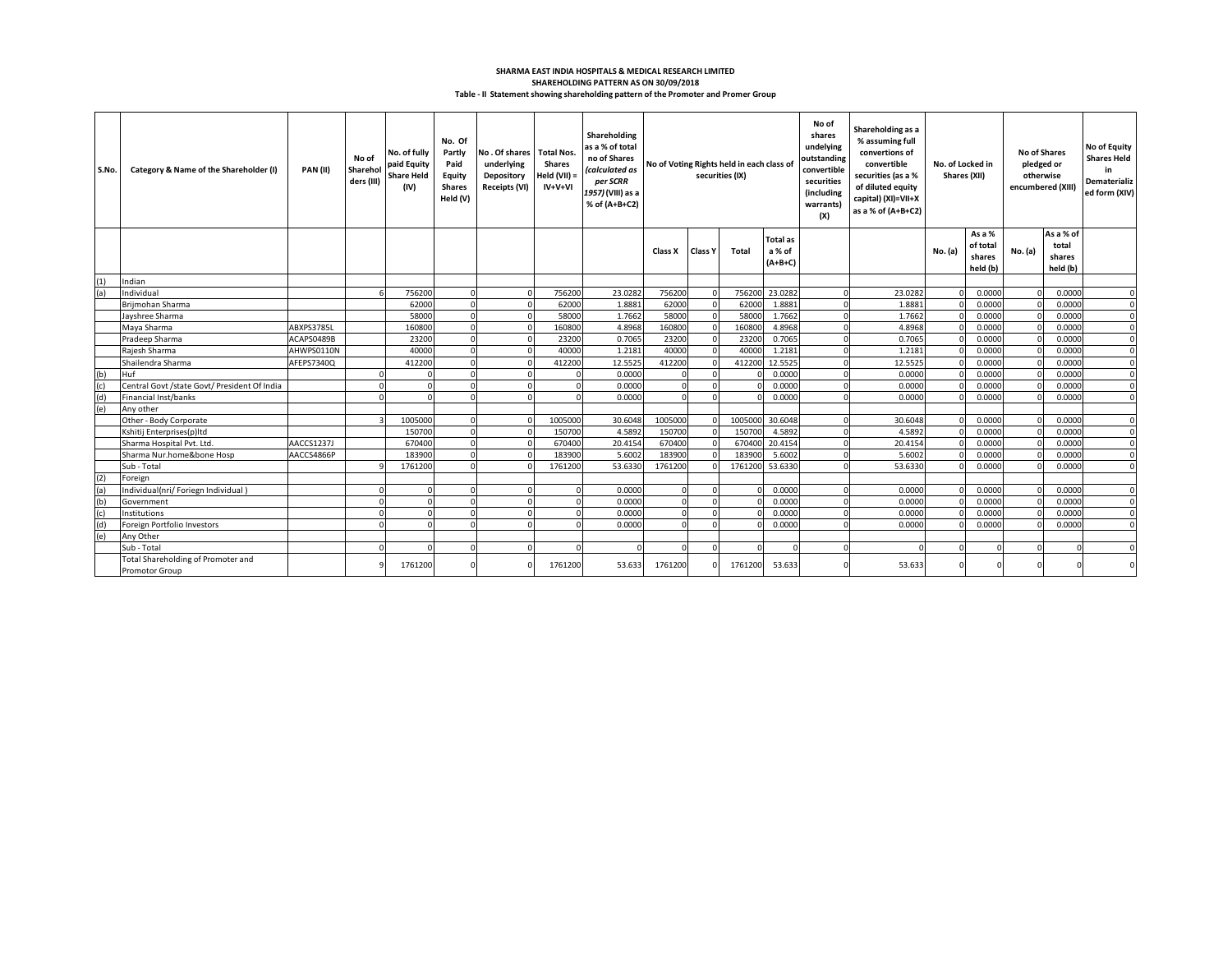**SHARMA EAST INDIA HOSPITALS & MEDICAL RESEARCH LIMITED**

**SHAREHOLDING PATTERN AS ON 30/09/2018**

**Table - II Statement showing shareholding pattern of the Promoter and Promer Group**

| S.No. | Category & Name of the Shareholder (I) | PAN (II) | No of Shareholders (III) | No. of fully paid Equity Share Held (IV) | No. Of Partly Paid Equity Shares Held (V) | No . Of shares underlying Depository Receipts (VI) | Total Nos. Shares Held (VII) = IV+V+VI | Shareholding as a % of total no of Shares (calculated as per SCRR 1957) (VIII) as a % of (A+B+C2) | No of Voting Rights held in each class of securities (IX) | | | | No of shares undelying outstanding convertible securities (including warrants) (X) | Shareholding as a % assuming full convertions of convertible securities (as a % of diluted equity capital) (XI)=VII+X as a % of (A+B+C2) | No. of Locked in Shares (XII) | | No of Shares pledged or otherwise encumbered (XIII) | | No of Equity Shares Held in Dematerialized form (XIV) |
|---|---|---|---|---|---|---|---|---|---|---|---|---|---|---|---|---|---|---|---|
| | | | | | | | | | Class X | Class Y | Total | Total as a % of (A+B+C) | | | No. (a) | As a % of total shares held (b) | No. (a) | As a % of total shares held (b) | |
| (1) | Indian | | | | | | | | | | | | | | | | | | |
| (a) | Individual | | 6 | 756200 | 0 | 0 | 756200 | 23.0282 | 756200 | 0 | 756200 | 23.0282 | 0 | 23.0282 | 0 | 0.0000 | 0 | 0.0000 | 0 |
| | Brijmohan Sharma | | | 62000 | 0 | 0 | 62000 | 1.8881 | 62000 | 0 | 62000 | 1.8881 | 0 | 1.8881 | 0 | 0.0000 | 0 | 0.0000 | 0 |
| | Jayshree Sharma | | | 58000 | 0 | 0 | 58000 | 1.7662 | 58000 | 0 | 58000 | 1.7662 | 0 | 1.7662 | 0 | 0.0000 | 0 | 0.0000 | 0 |
| | Maya Sharma | ABXPS3785L | | 160800 | 0 | 0 | 160800 | 4.8968 | 160800 | 0 | 160800 | 4.8968 | 0 | 4.8968 | 0 | 0.0000 | 0 | 0.0000 | 0 |
| | Pradeep Sharma | ACAPS0489B | | 23200 | 0 | 0 | 23200 | 0.7065 | 23200 | 0 | 23200 | 0.7065 | 0 | 0.7065 | 0 | 0.0000 | 0 | 0.0000 | 0 |
| | Rajesh Sharma | AHWPS0110N | | 40000 | 0 | 0 | 40000 | 1.2181 | 40000 | 0 | 40000 | 1.2181 | 0 | 1.2181 | 0 | 0.0000 | 0 | 0.0000 | 0 |
| | Shailendra Sharma | AFEPS7340Q | | 412200 | 0 | 0 | 412200 | 12.5525 | 412200 | 0 | 412200 | 12.5525 | 0 | 12.5525 | 0 | 0.0000 | 0 | 0.0000 | 0 |
| (b) | Huf | | 0 | 0 | 0 | 0 | 0 | 0.0000 | 0 | 0 | 0 | 0.0000 | 0 | 0.0000 | 0 | 0.0000 | 0 | 0.0000 | 0 |
| (c) | Central Govt /state Govt/ President Of India | | 0 | 0 | 0 | 0 | 0 | 0.0000 | 0 | 0 | 0 | 0.0000 | 0 | 0.0000 | 0 | 0.0000 | 0 | 0.0000 | 0 |
| (d) | Financial Inst/banks | | 0 | 0 | 0 | 0 | 0 | 0.0000 | 0 | 0 | 0 | 0.0000 | 0 | 0.0000 | 0 | 0.0000 | 0 | 0.0000 | 0 |
| (e) | Any other | | | | | | | | | | | | | | | | | | |
| | Other - Body Corporate | | 3 | 1005000 | 0 | 0 | 1005000 | 30.6048 | 1005000 | 0 | 1005000 | 30.6048 | 0 | 30.6048 | 0 | 0.0000 | 0 | 0.0000 | 0 |
| | Kshitij Enterprises(p)ltd | | | 150700 | 0 | 0 | 150700 | 4.5892 | 150700 | 0 | 150700 | 4.5892 | 0 | 4.5892 | 0 | 0.0000 | 0 | 0.0000 | 0 |
| | Sharma Hospital Pvt. Ltd. | AACCS1237J | | 670400 | 0 | 0 | 670400 | 20.4154 | 670400 | 0 | 670400 | 20.4154 | 0 | 20.4154 | 0 | 0.0000 | 0 | 0.0000 | 0 |
| | Sharma Nur.home&bone Hosp | AACCS4866P | | 183900 | 0 | 0 | 183900 | 5.6002 | 183900 | 0 | 183900 | 5.6002 | 0 | 5.6002 | 0 | 0.0000 | 0 | 0.0000 | 0 |
| | Sub - Total | | 9 | 1761200 | 0 | 0 | 1761200 | 53.6330 | 1761200 | 0 | 1761200 | 53.6330 | 0 | 53.6330 | 0 | 0.0000 | 0 | 0.0000 | 0 |
| (2) | Foreign | | | | | | | | | | | | | | | | | | |
| (a) | Individual(nri/ Foriegn Individual ) | | 0 | 0 | 0 | 0 | 0 | 0.0000 | 0 | 0 | 0 | 0.0000 | 0 | 0.0000 | 0 | 0.0000 | 0 | 0.0000 | 0 |
| (b) | Government | | 0 | 0 | 0 | 0 | 0 | 0.0000 | 0 | 0 | 0 | 0.0000 | 0 | 0.0000 | 0 | 0.0000 | 0 | 0.0000 | 0 |
| (c) | Institutions | | 0 | 0 | 0 | 0 | 0 | 0.0000 | 0 | 0 | 0 | 0.0000 | 0 | 0.0000 | 0 | 0.0000 | 0 | 0.0000 | 0 |
| (d) | Foreign Portfolio Investors | | 0 | 0 | 0 | 0 | 0 | 0.0000 | 0 | 0 | 0 | 0.0000 | 0 | 0.0000 | 0 | 0.0000 | 0 | 0.0000 | 0 |
| (e) | Any Other | | | | | | | | | | | | | | | | | | |
| | Sub - Total | | 0 | 0 | 0 | 0 | 0 | 0 | 0 | 0 | 0 | 0 | 0 | 0 | 0 | 0 | 0 | 0 | 0 |
| | Total Shareholding of Promoter and Promotor Group | | 9 | 1761200 | 0 | 0 | 1761200 | 53.633 | 1761200 | 0 | 1761200 | 53.633 | 0 | 53.633 | 0 | 0 | 0 | 0 | 0 |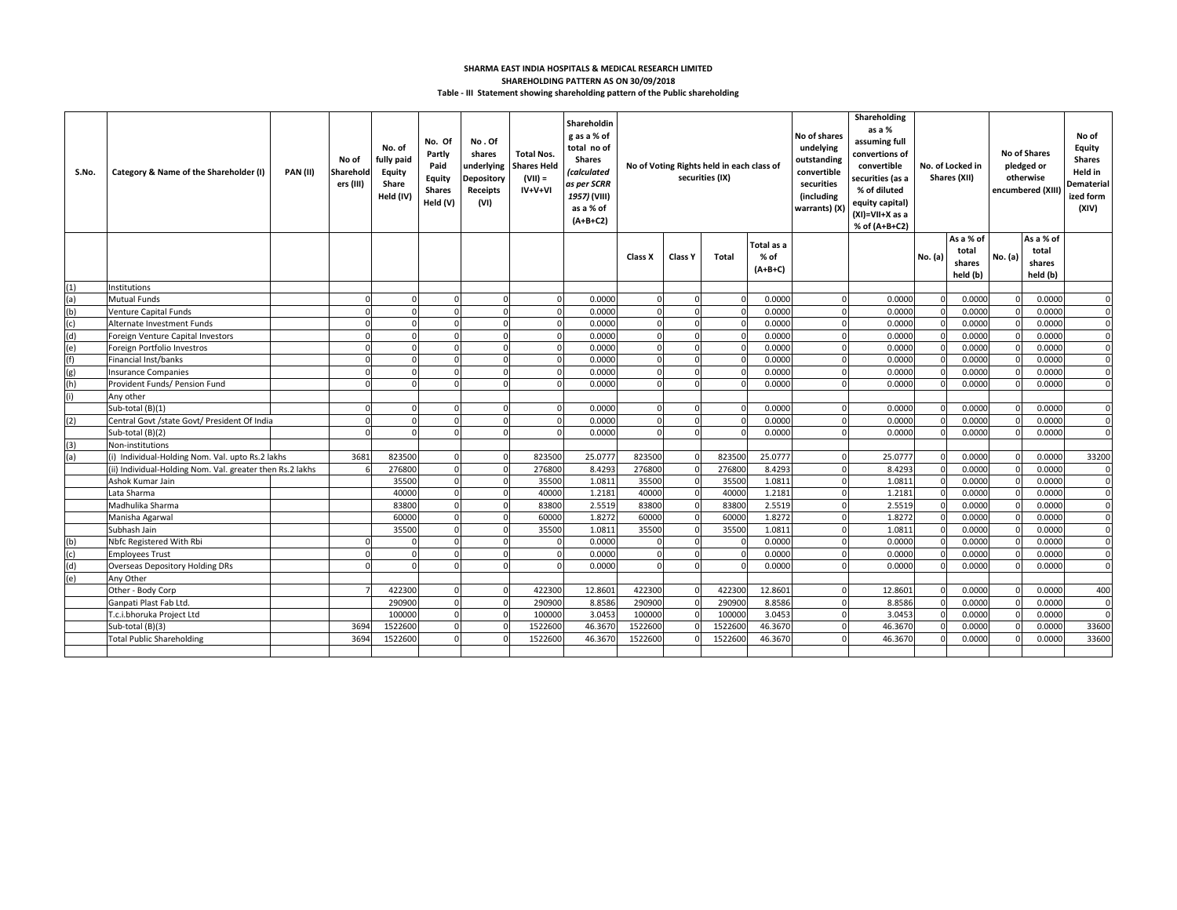**SHARMA EAST INDIA HOSPITALS & MEDICAL RESEARCH LIMITED**

**SHAREHOLDING PATTERN AS ON 30/09/2018**

**Table - III Statement showing shareholding pattern of the Public shareholding**

| S.No. | Category & Name of the Shareholder (I) | PAN (II) | No of Shareholders (III) | No. of fully paid Equity Share Held (IV) | No. Of Partly Paid Equity Shares Held (V) | No . Of shares underlying Depository Receipts (VI) | Total Nos. Shares Held (VII) = IV+V+VI | Shareholding as a % of total no of Shares (calculated as per SCRR 1957) (VIII) as a % of (A+B+C2) | No of Voting Rights held in each class of securities (IX) | | | | No of shares undelying outstanding convertible securities (including warrants) (X) | Shareholding as a % assuming full convertions of convertible securities (as a % of diluted equity capital) (XI)=VII+X as a % of (A+B+C2) | No. of Locked in Shares (XII) | | No of Shares pledged or otherwise encumbered (XIII) | | No of Equity Shares Held in Dematerialized form (XIV) |
|---|---|---|---|---|---|---|---|---|---|---|---|---|---|---|---|---|---|---|---|
| | | | | | | | | | Class X | Class Y | Total | Total as a % of (A+B+C) | | | No. (a) | As a % of total shares held (b) | No. (a) | As a % of total shares held (b) | |
| (1) | Institutions | | | | | | | | | | | | | | | | | | |
| (a) | Mutual Funds | | 0 | 0 | 0 | 0 | 0 | 0.0000 | 0 | 0 | 0 | 0.0000 | 0 | 0.0000 | 0 | 0.0000 | 0 | 0.0000 | 0 |
| (b) | Venture Capital Funds | | 0 | 0 | 0 | 0 | 0 | 0.0000 | 0 | 0 | 0 | 0.0000 | 0 | 0.0000 | 0 | 0.0000 | 0 | 0.0000 | 0 |
| (c) | Alternate Investment Funds | | 0 | 0 | 0 | 0 | 0 | 0.0000 | 0 | 0 | 0 | 0.0000 | 0 | 0.0000 | 0 | 0.0000 | 0 | 0.0000 | 0 |
| (d) | Foreign Venture Capital Investors | | 0 | 0 | 0 | 0 | 0 | 0.0000 | 0 | 0 | 0 | 0.0000 | 0 | 0.0000 | 0 | 0.0000 | 0 | 0.0000 | 0 |
| (e) | Foreign Portfolio Investros | | 0 | 0 | 0 | 0 | 0 | 0.0000 | 0 | 0 | 0 | 0.0000 | 0 | 0.0000 | 0 | 0.0000 | 0 | 0.0000 | 0 |
| (f) | Financial Inst/banks | | 0 | 0 | 0 | 0 | 0 | 0.0000 | 0 | 0 | 0 | 0.0000 | 0 | 0.0000 | 0 | 0.0000 | 0 | 0.0000 | 0 |
| (g) | Insurance Companies | | 0 | 0 | 0 | 0 | 0 | 0.0000 | 0 | 0 | 0 | 0.0000 | 0 | 0.0000 | 0 | 0.0000 | 0 | 0.0000 | 0 |
| (h) | Provident Funds/ Pension Fund | | 0 | 0 | 0 | 0 | 0 | 0.0000 | 0 | 0 | 0 | 0.0000 | 0 | 0.0000 | 0 | 0.0000 | 0 | 0.0000 | 0 |
| (i) | Any other | | | | | | | | | | | | | | | | | | |
| | Sub-total (B)(1) | | 0 | 0 | 0 | 0 | 0 | 0.0000 | 0 | 0 | 0 | 0.0000 | 0 | 0.0000 | 0 | 0.0000 | 0 | 0.0000 | 0 |
| (2) | Central Govt /state Govt/ President Of India | | 0 | 0 | 0 | 0 | 0 | 0.0000 | 0 | 0 | 0 | 0.0000 | 0 | 0.0000 | 0 | 0.0000 | 0 | 0.0000 | 0 |
| | Sub-total (B)(2) | | 0 | 0 | 0 | 0 | 0 | 0.0000 | 0 | 0 | 0 | 0.0000 | 0 | 0.0000 | 0 | 0.0000 | 0 | 0.0000 | 0 |
| (3) | Non-institutions | | | | | | | | | | | | | | | | | | |
| (a) | (i) Individual-Holding Nom. Val. upto Rs.2 lakhs | | 3681 | 823500 | 0 | 0 | 823500 | 25.0777 | 823500 | 0 | 823500 | 25.0777 | 0 | 25.0777 | 0 | 0.0000 | 0 | 0.0000 | 33200 |
| | (ii) Individual-Holding Nom. Val. greater then Rs.2 lakhs | | 6 | 276800 | 0 | 0 | 276800 | 8.4293 | 276800 | 0 | 276800 | 8.4293 | 0 | 8.4293 | 0 | 0.0000 | 0 | 0.0000 | 0 |
| | Ashok Kumar Jain | | | 35500 | 0 | 0 | 35500 | 1.0811 | 35500 | 0 | 35500 | 1.0811 | 0 | 1.0811 | 0 | 0.0000 | 0 | 0.0000 | 0 |
| | Lata Sharma | | | 40000 | 0 | 0 | 40000 | 1.2181 | 40000 | 0 | 40000 | 1.2181 | 0 | 1.2181 | 0 | 0.0000 | 0 | 0.0000 | 0 |
| | Madhulika Sharma | | | 83800 | 0 | 0 | 83800 | 2.5519 | 83800 | 0 | 83800 | 2.5519 | 0 | 2.5519 | 0 | 0.0000 | 0 | 0.0000 | 0 |
| | Manisha Agarwal | | | 60000 | 0 | 0 | 60000 | 1.8272 | 60000 | 0 | 60000 | 1.8272 | 0 | 1.8272 | 0 | 0.0000 | 0 | 0.0000 | 0 |
| | Subhash Jain | | | 35500 | 0 | 0 | 35500 | 1.0811 | 35500 | 0 | 35500 | 1.0811 | 0 | 1.0811 | 0 | 0.0000 | 0 | 0.0000 | 0 |
| (b) | Nbfc Registered With Rbi | | 0 | 0 | 0 | 0 | 0 | 0.0000 | 0 | 0 | 0 | 0.0000 | 0 | 0.0000 | 0 | 0.0000 | 0 | 0.0000 | 0 |
| (c) | Employees Trust | | 0 | 0 | 0 | 0 | 0 | 0.0000 | 0 | 0 | 0 | 0.0000 | 0 | 0.0000 | 0 | 0.0000 | 0 | 0.0000 | 0 |
| (d) | Overseas Depository Holding DRs | | 0 | 0 | 0 | 0 | 0 | 0.0000 | 0 | 0 | 0 | 0.0000 | 0 | 0.0000 | 0 | 0.0000 | 0 | 0.0000 | 0 |
| (e) | Any Other | | | | | | | | | | | | | | | | | | |
| | Other - Body Corp | | 7 | 422300 | 0 | 0 | 422300 | 12.8601 | 422300 | 0 | 422300 | 12.8601 | 0 | 12.8601 | 0 | 0.0000 | 0 | 0.0000 | 400 |
| | Ganpati Plast Fab Ltd. | | | 290900 | 0 | 0 | 290900 | 8.8586 | 290900 | 0 | 290900 | 8.8586 | 0 | 8.8586 | 0 | 0.0000 | 0 | 0.0000 | 0 |
| | T.c.i.bhoruka Project Ltd | | | 100000 | 0 | 0 | 100000 | 3.0453 | 100000 | 0 | 100000 | 3.0453 | 0 | 3.0453 | 0 | 0.0000 | 0 | 0.0000 | 0 |
| | Sub-total (B)(3) | | 3694 | 1522600 | 0 | 0 | 1522600 | 46.3670 | 1522600 | 0 | 1522600 | 46.3670 | 0 | 46.3670 | 0 | 0.0000 | 0 | 0.0000 | 33600 |
| | Total Public Shareholding | | 3694 | 1522600 | 0 | 0 | 1522600 | 46.3670 | 1522600 | 0 | 1522600 | 46.3670 | 0 | 46.3670 | 0 | 0.0000 | 0 | 0.0000 | 33600 |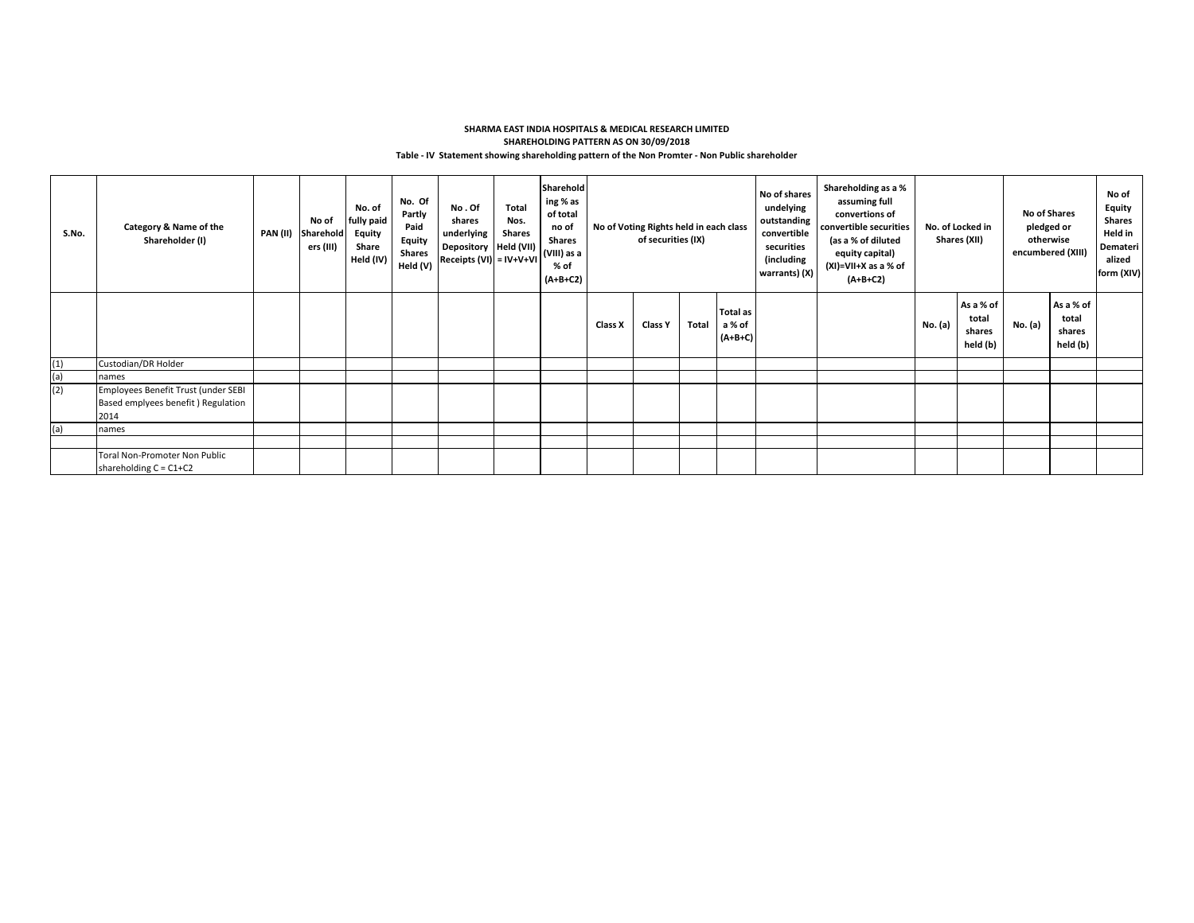**SHARMA EAST INDIA HOSPITALS & MEDICAL RESEARCH LIMITED**

**SHAREHOLDING PATTERN AS ON 30/09/2018**

**Table - IV Statement showing shareholding pattern of the Non Promter - Non Public shareholder**

| S.No. | Category & Name of the Shareholder (I) | PAN (II) | No of Shareholders (III) | No. of fully paid Equity Share Held (IV) | No. Of Partly Paid Equity Shares Held (V) | No . Of shares underlying Depository Receipts (VI) | Total Nos. Shares Held (VII) = IV+V+VI | Shareholding % as of total no of Shares (VIII) as a % of (A+B+C2) | No of Voting Rights held in each class of securities (IX) | | | | No of shares undelying outstanding convertible securities (including warrants) (X) | Shareholding as a % assuming full convertions of convertible securities (as a % of diluted equity capital) (XI)=VII+X as a % of (A+B+C2) | No. of Locked in Shares (XII) | | No of Shares pledged or otherwise encumbered (XIII) | | No of Equity Shares Held in Dematerialized form (XIV) |
|---|---|---|---|---|---|---|---|---|---|---|---|---|---|---|---|---|---|---|---|
| | | | | | | | | | Class X | Class Y | Total | Total as a % of (A+B+C) | | | No. (a) | As a % of total shares held (b) | No. (a) | As a % of total shares held (b) | |
| (1) | Custodian/DR Holder | | | | | | | | | | | | | | | | | | |
| (a) | names | | | | | | | | | | | | | | | | | | |
| (2) | Employees Benefit Trust (under SEBI Based emplyees benefit ) Regulation 2014 | | | | | | | | | | | | | | | | | | |
| (a) | names | | | | | | | | | | | | | | | | | | |
| | | | | | | | | | | | | | | | | | | | |
| | Toral Non-Promoter Non Public shareholding C = C1+C2 | | | | | | | | | | | | | | | | | | |